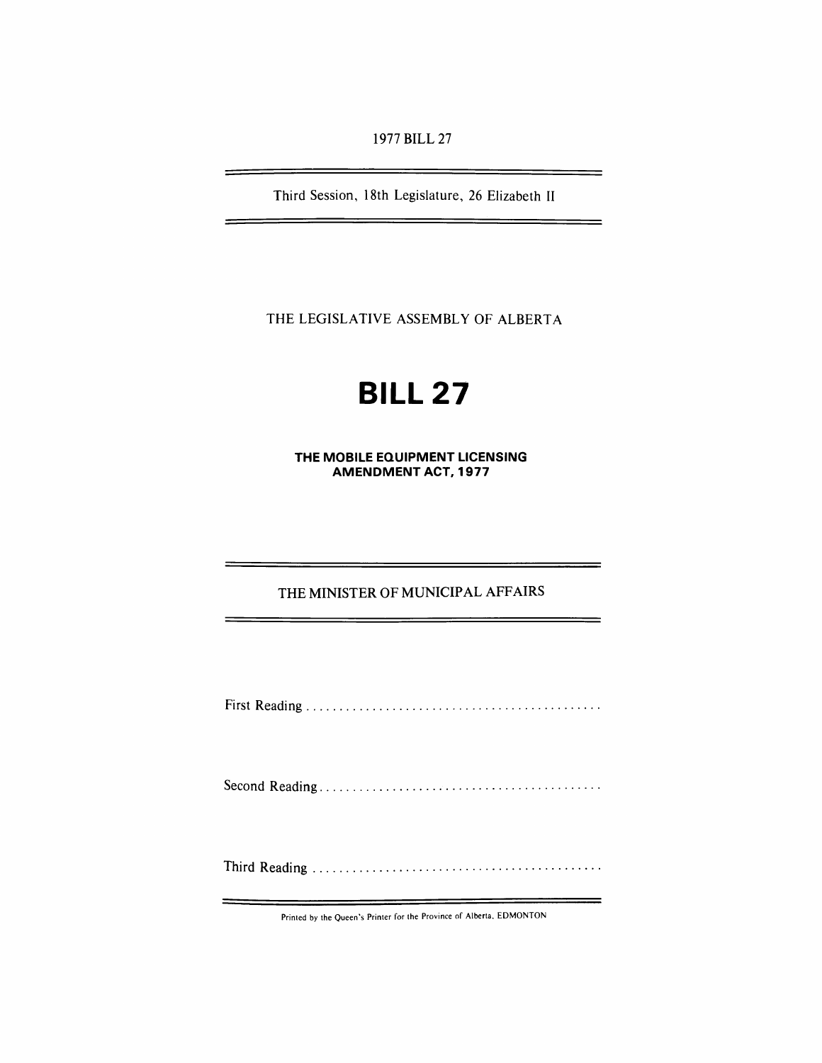1977 BILL 27

Third Session, 18th Legislature, 26 Elizabeth II

THE LEGISLATIVE ASSEMBLY OF ALBERTA

# BILL 27

## THE MOBILE EQUIPMENT LICENSING AMENDMENT ACT, 1977

THE MINISTER OF MUNICIPAL AFFAIRS

First Reading . . . . . . . . . . . . . . . . . . . . . . . . . . . . . . . . . . . . . . . . . . . .

Second Reading . . . . . . . . . . . . . . . . . . . . . . . . . . . . . . . . . . . . . . . . . .

Third Reading . . . . . . . . . . . . . . . . . . . . . . . . . . . . . . . . . . . . . . . . . . .

Printed by the Queen's Printer for the Province of Alberta, EDMONTON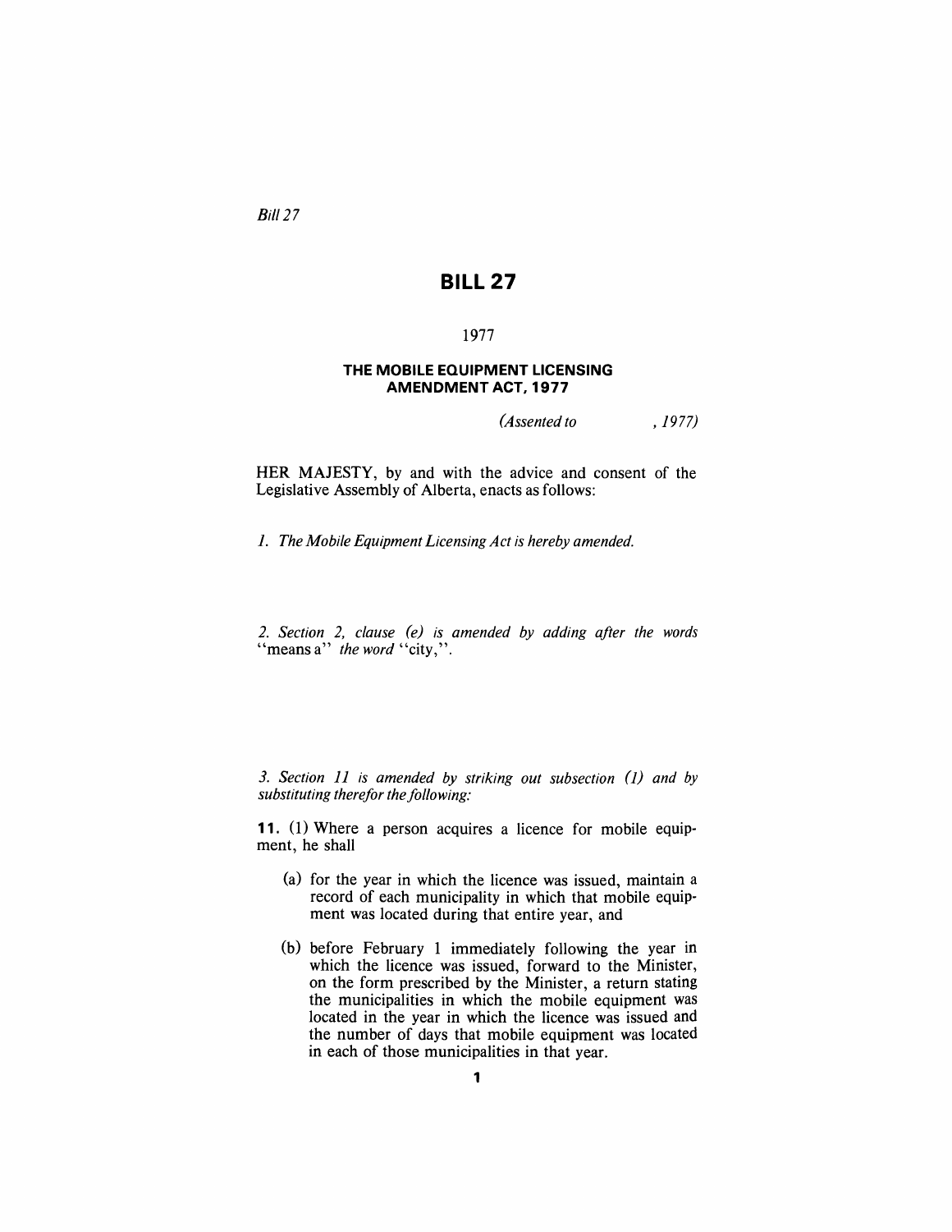*Bill 27*

# BILL 27

1977

### THE MOBILE EQUIPMENT LICENSING AMENDMENT ACT, 1977

*(Assented to , 1977)*

HER MAJESTY, by and with the advice and consent of the Legislative Assembly of Alberta, enacts as follows:

*1. The Mobile Equipment Licensing Act is hereby amended.*

*2. Section 2, clause (e) is amended by adding after the words* "means a" *the word* "city,".

*3. Section 11 is amended by striking out subsection (1) and by substituting therefor the following:*

**11.** (1) Where a person acquires a licence for mobile equipment, he shall

- (a) for the year in which the licence was issued, maintain a record of each municipality in which that mobile equipment was located during that entire year, and
- (b) before February 1 immediately following the year in which the licence was issued, forward to the Minister, on the form prescribed by the Minister, a return stating the municipalities in which the mobile equipment was located in the year in which the licence was issued and the number of days that mobile equipment was located in each of those municipalities in that year.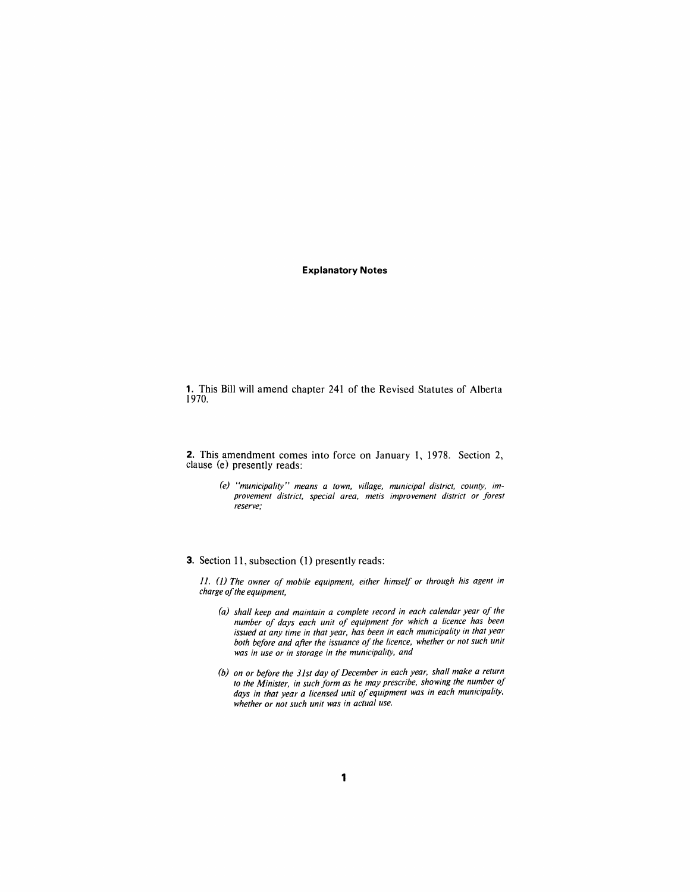## Explanatory Notes

**1.** This Bill will amend chapter 241 of the Revised Statutes of Alberta 1970.

**2.** This amendment comes into force on January 1, 1978. Section 2, clause (e) presently reads:

> *(e) "municipality" means a town, village, municipal district, county, improvement district, special area, metis improvement district or forest reserve;*

**3.** Section 11, subsection (1) presently reads:

*11. (1) The owner of mobile equipment, either himself or through his agent in charge of the equipment,*

> *(a) shall keep and maintain a complete record in each calendar year of the number of days each unit of equipment for which a licence has been issued at any time in that year, has been in each municipality in that year both before and after the issuance of the licence, whether or not such unit was in use or in storage in the municipality, and*
>
> *(b) on or before the 31st day of December in each year, shall make a return to the Minister, in such form as he may prescribe, showing the number of days in that year a licensed unit of equipment was in each municipality, whether or not such unit was in actual use.*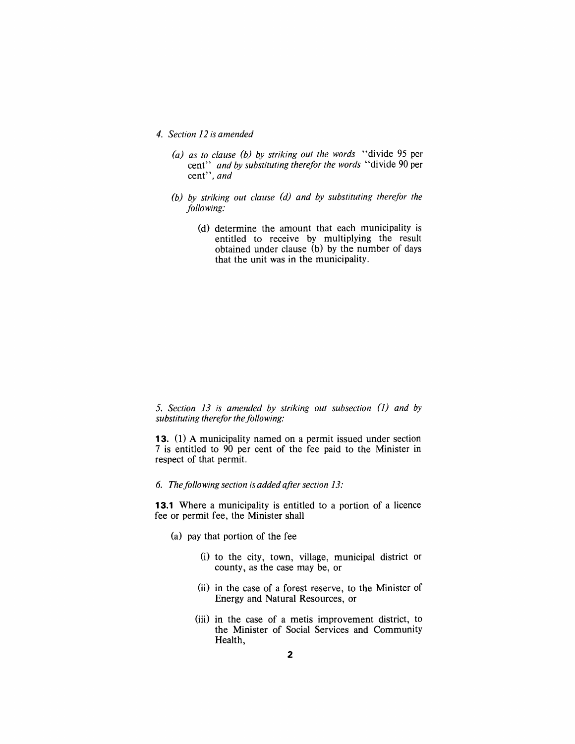*4. Section 12 is amended*

*(a) as to clause (b) by striking out the words* "divide 95 per cent" *and by substituting therefor the words* "divide 90 per cent", *and*

*(b) by striking out clause (d) and by substituting therefor the following:*

(d) determine the amount that each municipality is entitled to receive by multiplying the result obtained under clause (b) by the number of days that the unit was in the municipality.

*5. Section 13 is amended by striking out subsection (1) and by substituting therefor the following:*

**13.** (1) A municipality named on a permit issued under section 7 is entitled to 90 per cent of the fee paid to the Minister in respect of that permit.

*6. The following section is added after section 13:*

**13.1** Where a municipality is entitled to a portion of a licence fee or permit fee, the Minister shall

(a) pay that portion of the fee

(i) to the city, town, village, municipal district or county, as the case may be, or

(ii) in the case of a forest reserve, to the Minister of Energy and Natural Resources, or

(iii) in the case of a metis improvement district, to the Minister of Social Services and Community Health,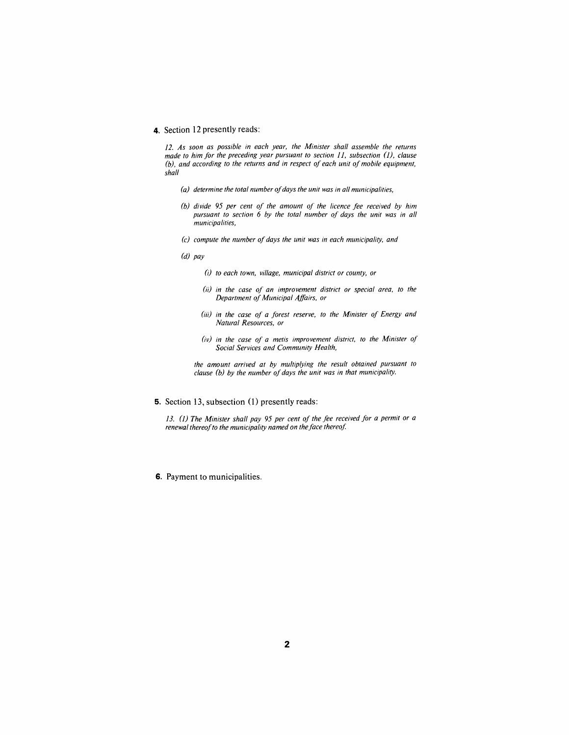**4.** Section 12 presently reads:

*12. As soon as possible in each year, the Minister shall assemble the returns made to him for the preceding year pursuant to section 11, subsection (1), clause (b), and according to the returns and in respect of each unit of mobile equipment, shall*

*(a) determine the total number of days the unit was in all municipalities,*

*(b) divide 95 per cent of the amount of the licence fee received by him pursuant to section 6 by the total number of days the unit was in all municipalities,*

*(c) compute the number of days the unit was in each municipality, and*

*(d) pay*

*(i) to each town, village, municipal district or county, or*

*(ii) in the case of an improvement district or special area, to the Department of Municipal Affairs, or*

*(iii) in the case of a forest reserve, to the Minister of Energy and Natural Resources, or*

*(iv) in the case of a metis improvement district, to the Minister of Social Services and Community Health,*

*the amount arrived at by multiplying the result obtained pursuant to clause (b) by the number of days the unit was in that municipality.*

**5.** Section 13, subsection (1) presently reads:

*13. (1) The Minister shall pay 95 per cent of the fee received for a permit or a renewal thereof to the municipality named on the face thereof.*

**6.** Payment to municipalities.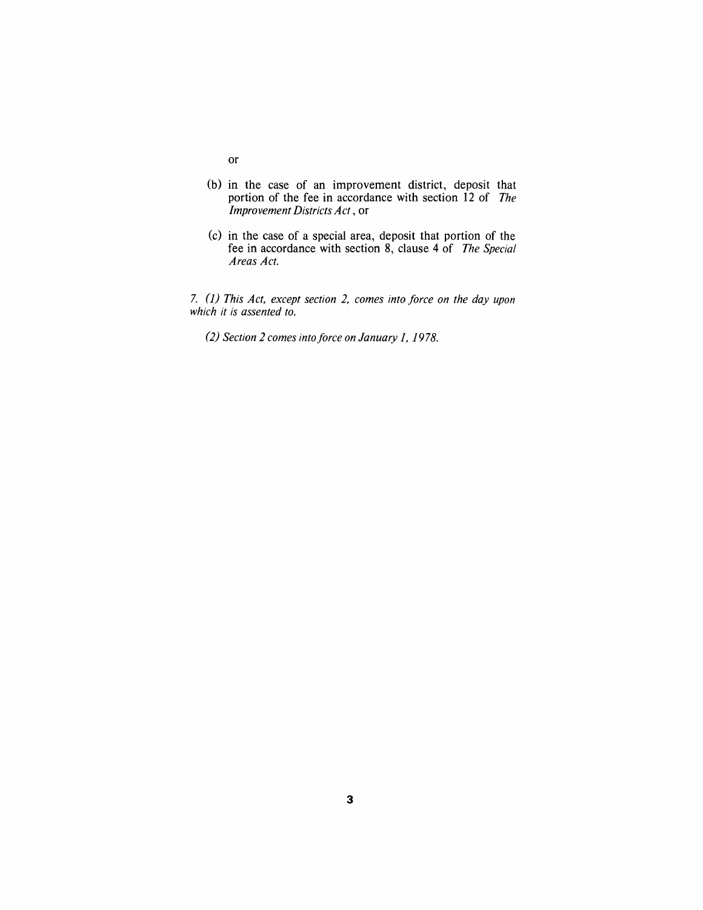or

(b) in the case of an improvement district, deposit that portion of the fee in accordance with section 12 of *The Improvement Districts Act*, or

(c) in the case of a special area, deposit that portion of the fee in accordance with section 8, clause 4 of *The Special Areas Act*.

*7. (1) This Act, except section 2, comes into force on the day upon which it is assented to.*

*(2) Section 2 comes into force on January 1, 1978.*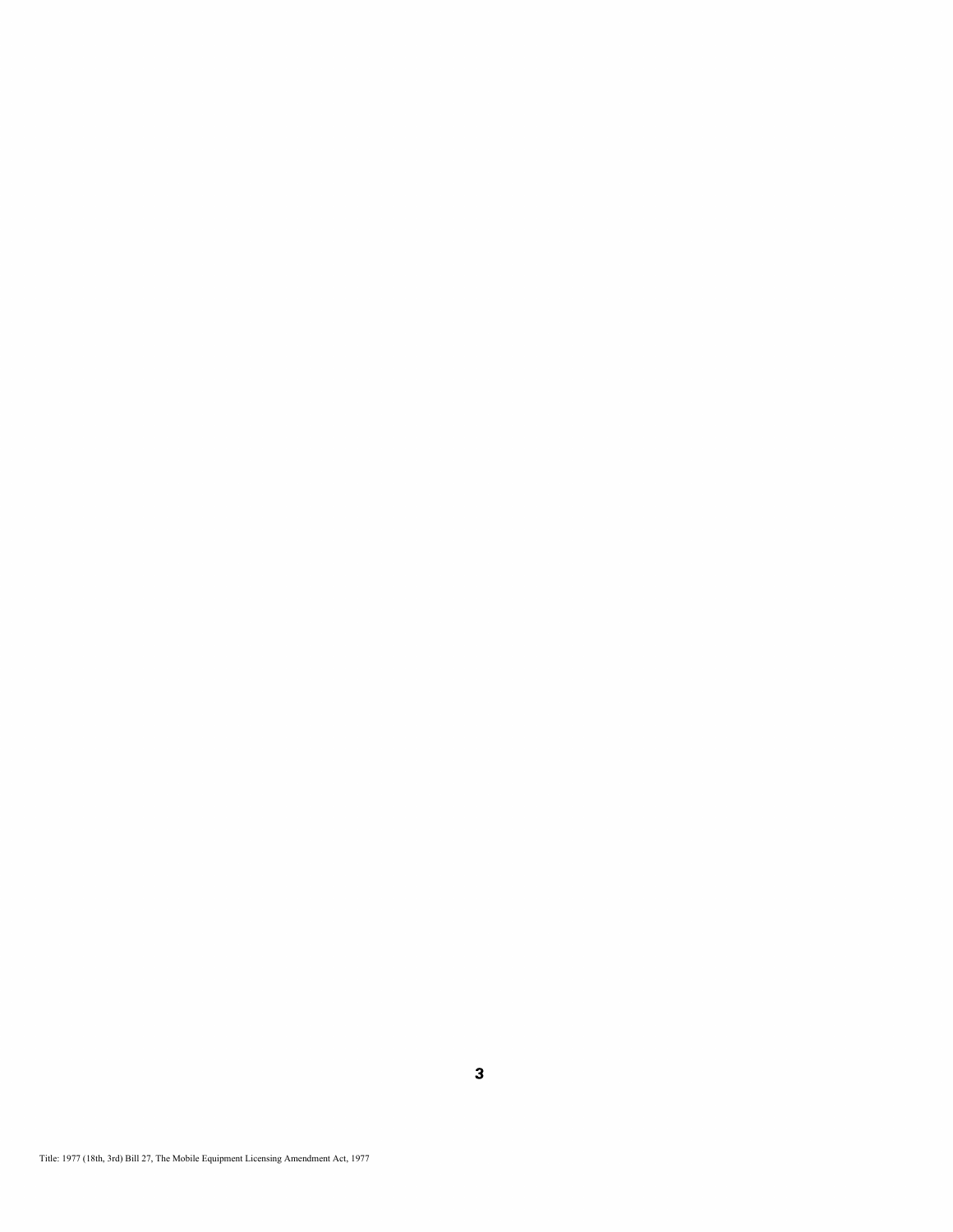Title: 1977 (18th, 3rd) Bill 27, The Mobile Equipment Licensing Amendment Act, 1977